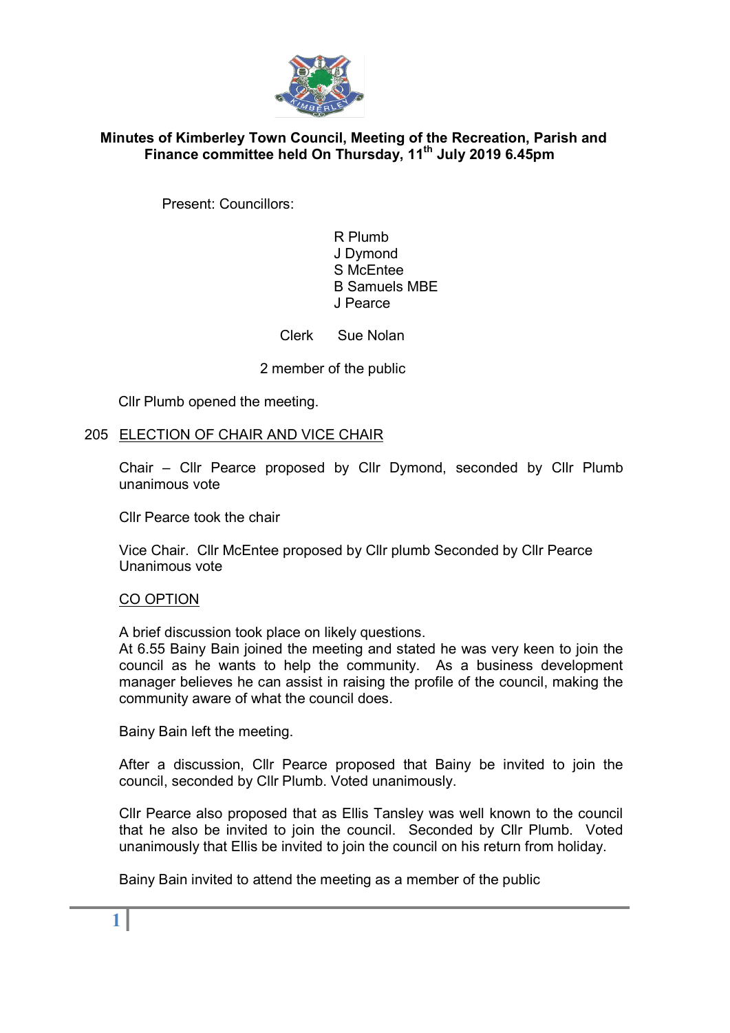**Minutes of Kimberley Town Council, Meeting of the Recreation, Parish and Finance committee held On Thursday, 11th July 2019 6.45pm**

Present: Councillors:

R Plumb
J Dymond
S McEntee
B Samuels MBE
J Pearce

Clerk Sue Nolan

2 member of the public

Cllr Plumb opened the meeting.

205 ELECTION OF CHAIR AND VICE CHAIR

Chair – Cllr Pearce proposed by Cllr Dymond, seconded by Cllr Plumb unanimous vote

Cllr Pearce took the chair

Vice Chair. Cllr McEntee proposed by Cllr plumb Seconded by Cllr Pearce Unanimous vote

CO OPTION

A brief discussion took place on likely questions.
At 6.55 Bainy Bain joined the meeting and stated he was very keen to join the council as he wants to help the community. As a business development manager believes he can assist in raising the profile of the council, making the community aware of what the council does.

Bainy Bain left the meeting.

After a discussion, Cllr Pearce proposed that Bainy be invited to join the council, seconded by Cllr Plumb. Voted unanimously.

Cllr Pearce also proposed that as Ellis Tansley was well known to the council that he also be invited to join the council. Seconded by Cllr Plumb. Voted unanimously that Ellis be invited to join the council on his return from holiday.

Bainy Bain invited to attend the meeting as a member of the public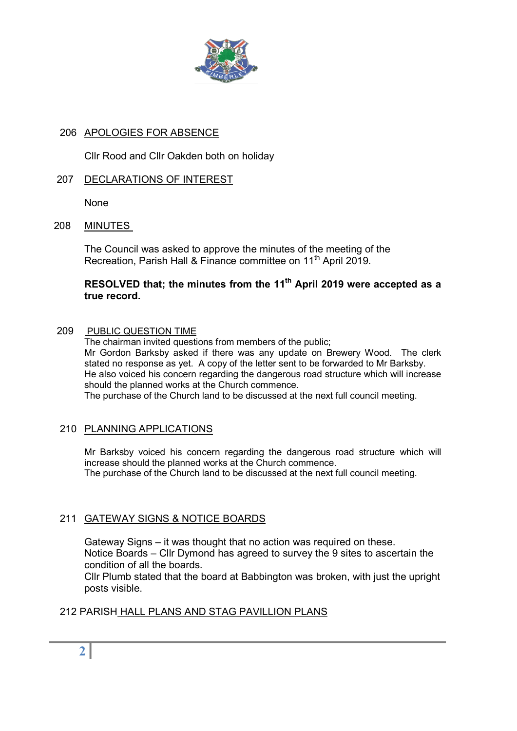## 206 APOLOGIES FOR ABSENCE

Cllr Rood and Cllr Oakden both on holiday

## 207 DECLARATIONS OF INTEREST

None

## 208 MINUTES

The Council was asked to approve the minutes of the meeting of the Recreation, Parish Hall & Finance committee on 11th April 2019.

**RESOLVED that; the minutes from the 11th April 2019 were accepted as a true record.**

## 209 PUBLIC QUESTION TIME

The chairman invited questions from members of the public;
Mr Gordon Barksby asked if there was any update on Brewery Wood. The clerk stated no response as yet. A copy of the letter sent to be forwarded to Mr Barksby.
He also voiced his concern regarding the dangerous road structure which will increase should the planned works at the Church commence.
The purchase of the Church land to be discussed at the next full council meeting.

## 210 PLANNING APPLICATIONS

Mr Barksby voiced his concern regarding the dangerous road structure which will increase should the planned works at the Church commence.
The purchase of the Church land to be discussed at the next full council meeting.

## 211 GATEWAY SIGNS & NOTICE BOARDS

Gateway Signs – it was thought that no action was required on these.
Notice Boards – Cllr Dymond has agreed to survey the 9 sites to ascertain the condition of all the boards.
Cllr Plumb stated that the board at Babbington was broken, with just the upright posts visible.

## 212 PARISH HALL PLANS AND STAG PAVILLION PLANS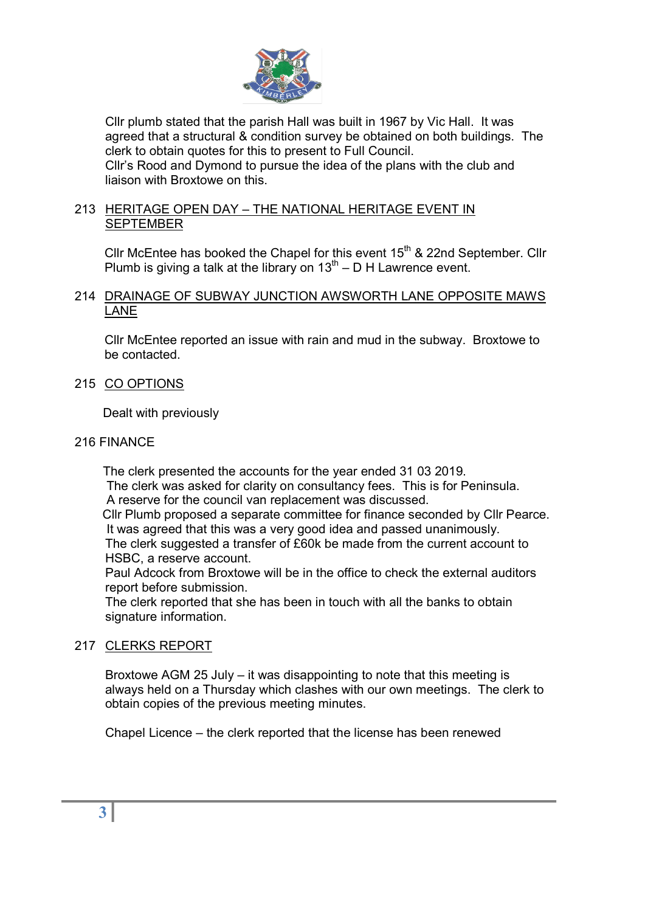Cllr plumb stated that the parish Hall was built in 1967 by Vic Hall. It was agreed that a structural & condition survey be obtained on both buildings. The clerk to obtain quotes for this to present to Full Council.
Cllr's Rood and Dymond to pursue the idea of the plans with the club and liaison with Broxtowe on this.

213 HERITAGE OPEN DAY – THE NATIONAL HERITAGE EVENT IN SEPTEMBER

Cllr McEntee has booked the Chapel for this event 15th & 22nd September. Cllr Plumb is giving a talk at the library on 13th – D H Lawrence event.

214 DRAINAGE OF SUBWAY JUNCTION AWSWORTH LANE OPPOSITE MAWS LANE

Cllr McEntee reported an issue with rain and mud in the subway. Broxtowe to be contacted.

215 CO OPTIONS

Dealt with previously

216 FINANCE

The clerk presented the accounts for the year ended 31 03 2019.
The clerk was asked for clarity on consultancy fees. This is for Peninsula.
A reserve for the council van replacement was discussed.
Cllr Plumb proposed a separate committee for finance seconded by Cllr Pearce. It was agreed that this was a very good idea and passed unanimously.
The clerk suggested a transfer of £60k be made from the current account to HSBC, a reserve account.
Paul Adcock from Broxtowe will be in the office to check the external auditors report before submission.
The clerk reported that she has been in touch with all the banks to obtain signature information.

217 CLERKS REPORT

Broxtowe AGM 25 July – it was disappointing to note that this meeting is always held on a Thursday which clashes with our own meetings. The clerk to obtain copies of the previous meeting minutes.

Chapel Licence – the clerk reported that the license has been renewed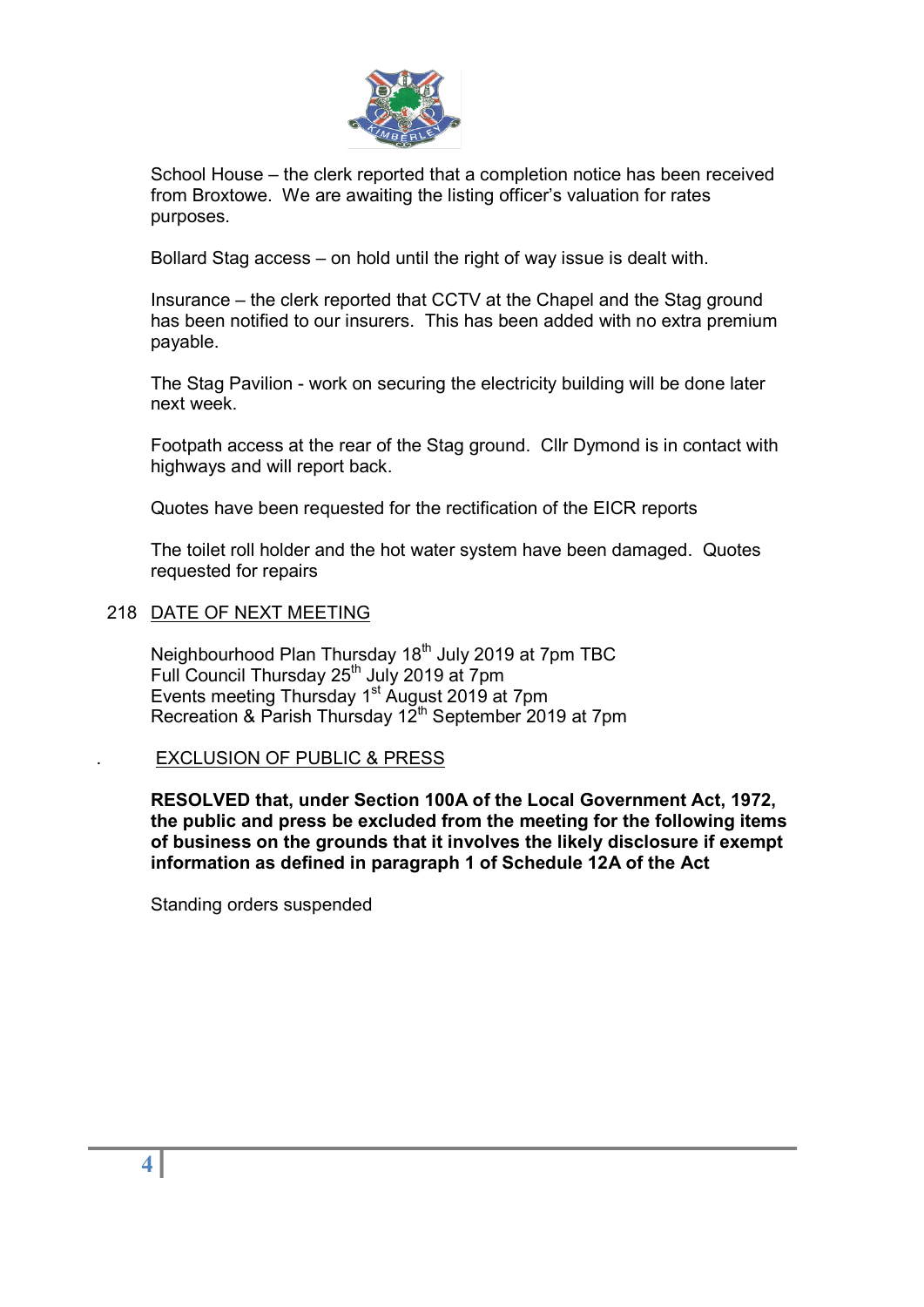School House – the clerk reported that a completion notice has been received from Broxtowe. We are awaiting the listing officer's valuation for rates purposes.

Bollard Stag access – on hold until the right of way issue is dealt with.

Insurance – the clerk reported that CCTV at the Chapel and the Stag ground has been notified to our insurers. This has been added with no extra premium payable.

The Stag Pavilion - work on securing the electricity building will be done later next week.

Footpath access at the rear of the Stag ground. Cllr Dymond is in contact with highways and will report back.

Quotes have been requested for the rectification of the EICR reports

The toilet roll holder and the hot water system have been damaged. Quotes requested for repairs

218 DATE OF NEXT MEETING

Neighbourhood Plan Thursday 18th July 2019 at 7pm TBC
Full Council Thursday 25th July 2019 at 7pm
Events meeting Thursday 1st August 2019 at 7pm
Recreation & Parish Thursday 12th September 2019 at 7pm

. EXCLUSION OF PUBLIC & PRESS

**RESOLVED that, under Section 100A of the Local Government Act, 1972, the public and press be excluded from the meeting for the following items of business on the grounds that it involves the likely disclosure if exempt information as defined in paragraph 1 of Schedule 12A of the Act**

Standing orders suspended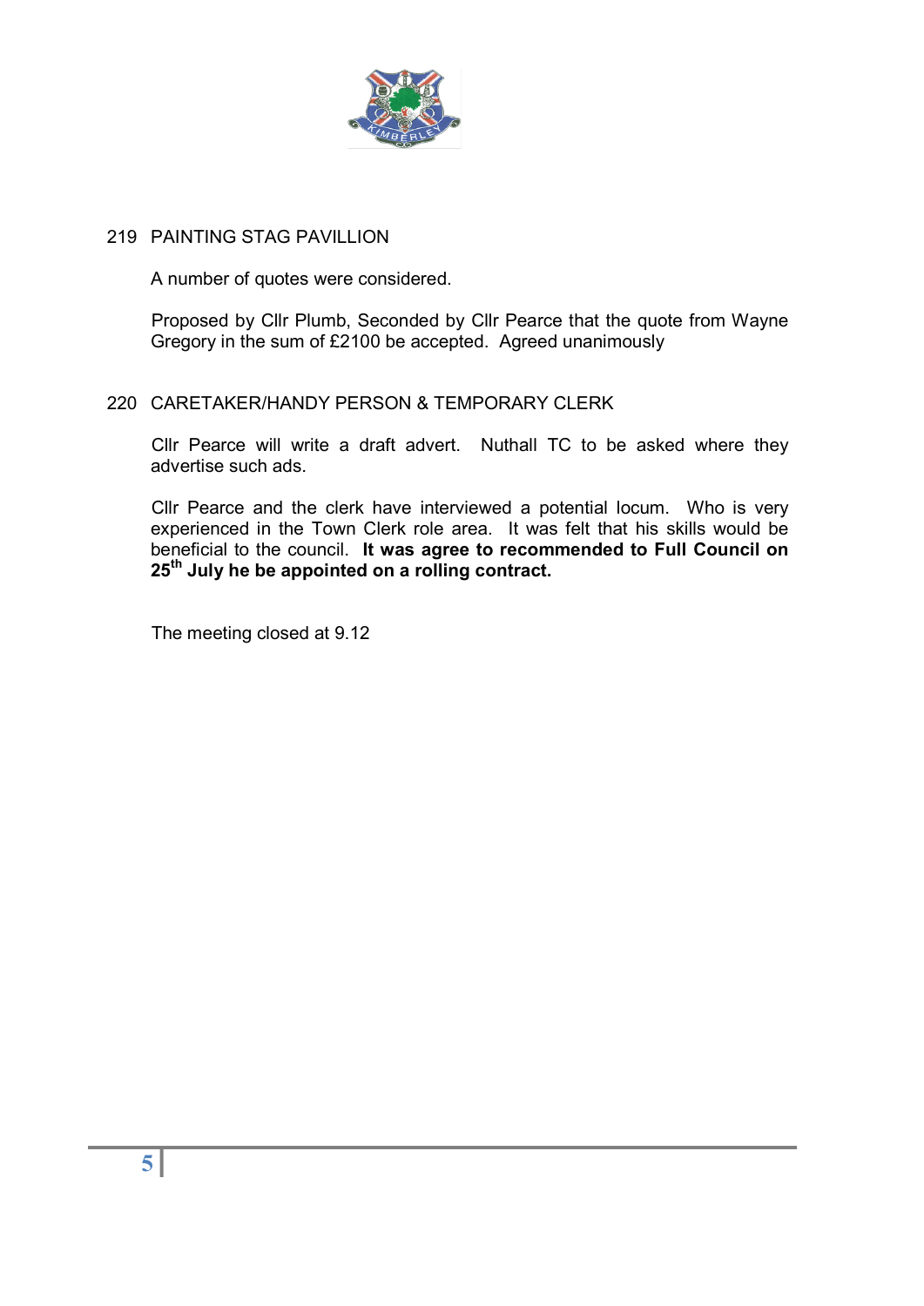219 PAINTING STAG PAVILLION

A number of quotes were considered.

Proposed by Cllr Plumb, Seconded by Cllr Pearce that the quote from Wayne Gregory in the sum of £2100 be accepted. Agreed unanimously

220 CARETAKER/HANDY PERSON & TEMPORARY CLERK

Cllr Pearce will write a draft advert. Nuthall TC to be asked where they advertise such ads.

Cllr Pearce and the clerk have interviewed a potential locum. Who is very experienced in the Town Clerk role area. It was felt that his skills would be beneficial to the council. **It was agree to recommended to Full Council on 25th July he be appointed on a rolling contract.**

The meeting closed at 9.12